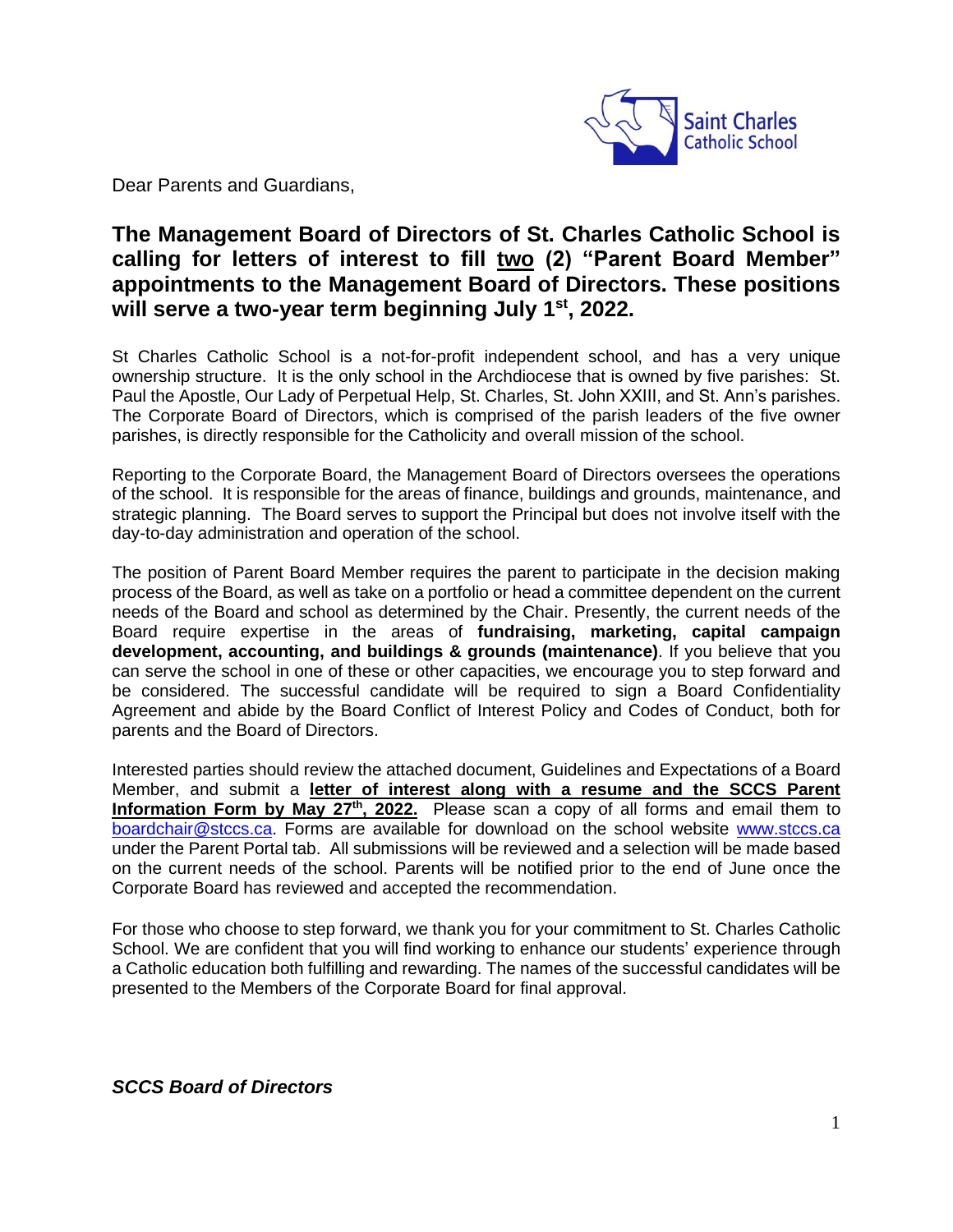Saint Charles Catholic School

Dear Parents and Guardians,

## The Management Board of Directors of St. Charles Catholic School is calling for letters of interest to fill two (2) "Parent Board Member" appointments to the Management Board of Directors. These positions will serve a two-year term beginning July 1st, 2022.

St Charles Catholic School is a not-for-profit independent school, and has a very unique ownership structure. It is the only school in the Archdiocese that is owned by five parishes: St. Paul the Apostle, Our Lady of Perpetual Help, St. Charles, St. John XXIII, and St. Ann's parishes. The Corporate Board of Directors, which is comprised of the parish leaders of the five owner parishes, is directly responsible for the Catholicity and overall mission of the school.

Reporting to the Corporate Board, the Management Board of Directors oversees the operations of the school. It is responsible for the areas of finance, buildings and grounds, maintenance, and strategic planning. The Board serves to support the Principal but does not involve itself with the day-to-day administration and operation of the school.

The position of Parent Board Member requires the parent to participate in the decision making process of the Board, as well as take on a portfolio or head a committee dependent on the current needs of the Board and school as determined by the Chair. Presently, the current needs of the Board require expertise in the areas of **fundraising, marketing, capital campaign development, accounting, and buildings & grounds (maintenance)**. If you believe that you can serve the school in one of these or other capacities, we encourage you to step forward and be considered. The successful candidate will be required to sign a Board Confidentiality Agreement and abide by the Board Conflict of Interest Policy and Codes of Conduct, both for parents and the Board of Directors.

Interested parties should review the attached document, Guidelines and Expectations of a Board Member, and submit a **letter of interest along with a resume and the SCCS Parent Information Form by May 27th, 2022.** Please scan a copy of all forms and email them to boardchair@stccs.ca. Forms are available for download on the school website www.stccs.ca under the Parent Portal tab. All submissions will be reviewed and a selection will be made based on the current needs of the school. Parents will be notified prior to the end of June once the Corporate Board has reviewed and accepted the recommendation.

For those who choose to step forward, we thank you for your commitment to St. Charles Catholic School. We are confident that you will find working to enhance our students' experience through a Catholic education both fulfilling and rewarding. The names of the successful candidates will be presented to the Members of the Corporate Board for final approval.

***SCCS Board of Directors***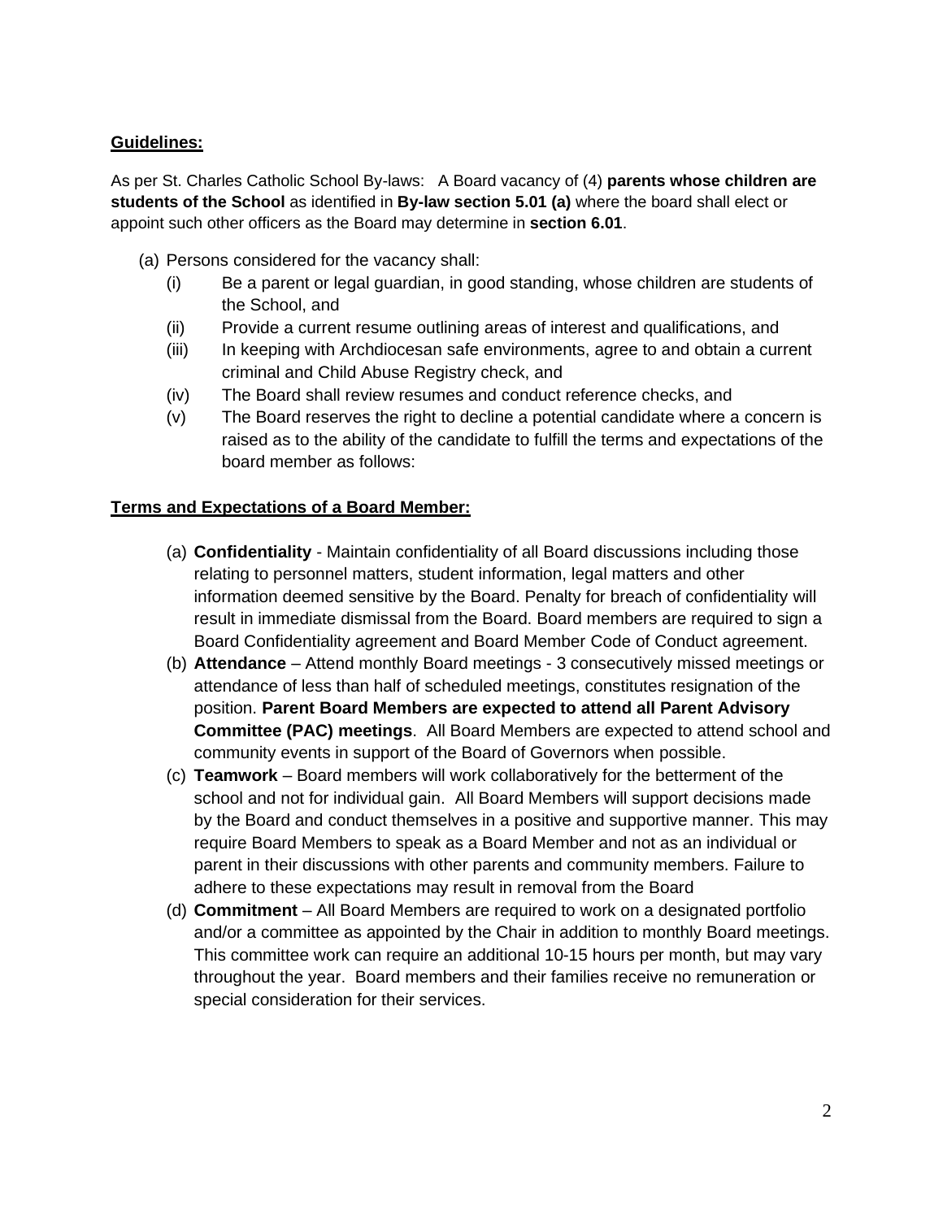**Guidelines:**

As per St. Charles Catholic School By-laws: A Board vacancy of (4) **parents whose children are students of the School** as identified in **By-law section 5.01 (a)** where the board shall elect or appoint such other officers as the Board may determine in **section 6.01**.

(a) Persons considered for the vacancy shall:
   - (i) Be a parent or legal guardian, in good standing, whose children are students of the School, and
   - (ii) Provide a current resume outlining areas of interest and qualifications, and
   - (iii) In keeping with Archdiocesan safe environments, agree to and obtain a current criminal and Child Abuse Registry check, and
   - (iv) The Board shall review resumes and conduct reference checks, and
   - (v) The Board reserves the right to decline a potential candidate where a concern is raised as to the ability of the candidate to fulfill the terms and expectations of the board member as follows:

**Terms and Expectations of a Board Member:**

(a) **Confidentiality** - Maintain confidentiality of all Board discussions including those relating to personnel matters, student information, legal matters and other information deemed sensitive by the Board. Penalty for breach of confidentiality will result in immediate dismissal from the Board. Board members are required to sign a Board Confidentiality agreement and Board Member Code of Conduct agreement.

(b) **Attendance** – Attend monthly Board meetings - 3 consecutively missed meetings or attendance of less than half of scheduled meetings, constitutes resignation of the position. **Parent Board Members are expected to attend all Parent Advisory Committee (PAC) meetings**. All Board Members are expected to attend school and community events in support of the Board of Governors when possible.

(c) **Teamwork** – Board members will work collaboratively for the betterment of the school and not for individual gain. All Board Members will support decisions made by the Board and conduct themselves in a positive and supportive manner. This may require Board Members to speak as a Board Member and not as an individual or parent in their discussions with other parents and community members. Failure to adhere to these expectations may result in removal from the Board

(d) **Commitment** – All Board Members are required to work on a designated portfolio and/or a committee as appointed by the Chair in addition to monthly Board meetings. This committee work can require an additional 10-15 hours per month, but may vary throughout the year. Board members and their families receive no remuneration or special consideration for their services.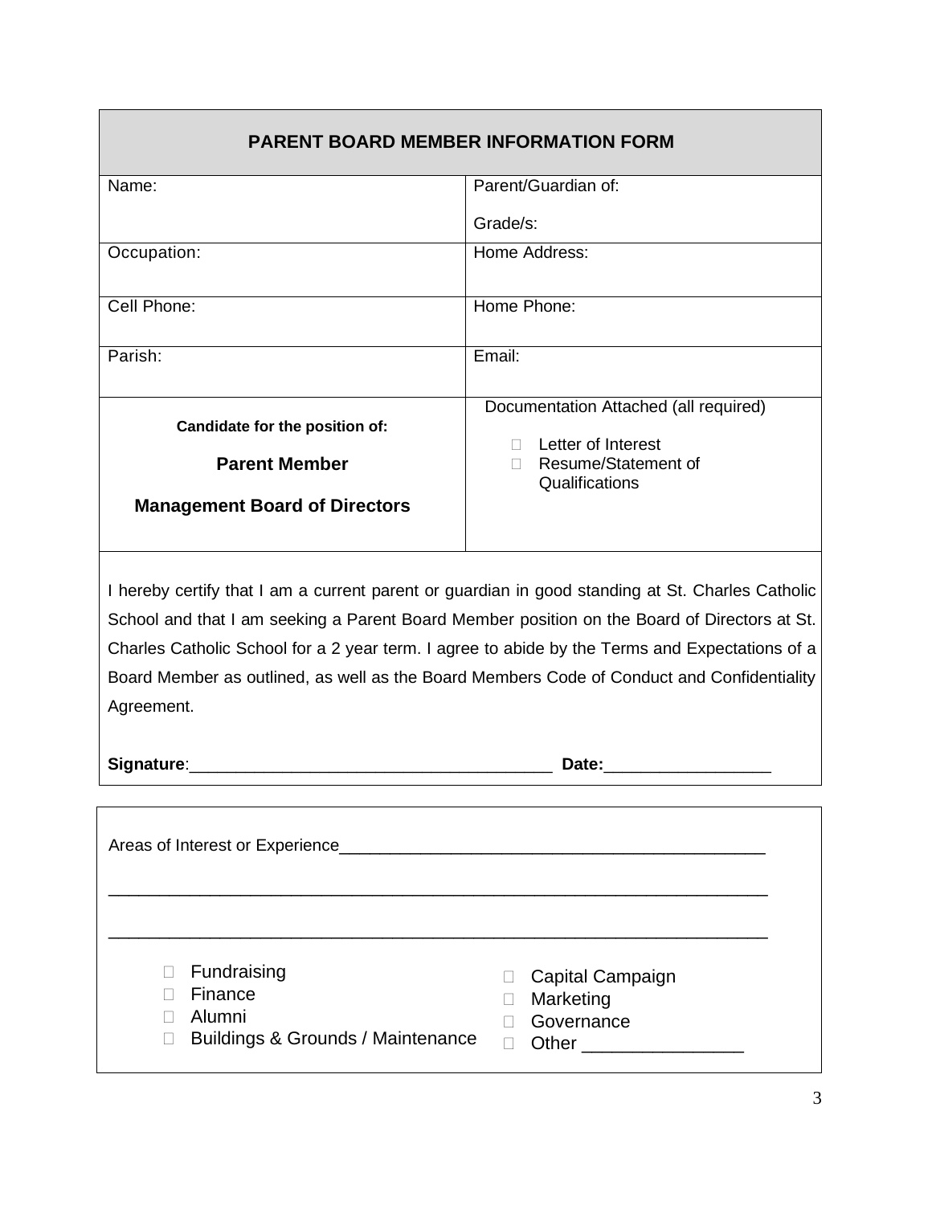## PARENT BOARD MEMBER INFORMATION FORM

| | |
|---|---|
| Name: | Parent/Guardian of:<br><br>Grade/s: |
| Occupation: | Home Address: |
| Cell Phone: | Home Phone: |
| Parish: | Email: |
| **Candidate for the position of:**<br><br>**Parent Member**<br><br>**Management Board of Directors** | Documentation Attached (all required)<br><br>☐ Letter of Interest<br>☐ Resume/Statement of Qualifications |

I hereby certify that I am a current parent or guardian in good standing at St. Charles Catholic School and that I am seeking a Parent Board Member position on the Board of Directors at St. Charles Catholic School for a 2 year term. I agree to abide by the Terms and Expectations of a Board Member as outlined, as well as the Board Members Code of Conduct and Confidentiality Agreement.

**Signature**:_______________________________________ **Date:**_________________

Areas of Interest or Experience_____________________________________________

_________________________________________________________________________

_________________________________________________________________________

- ☐ Fundraising
- ☐ Finance
- ☐ Alumni
- ☐ Buildings & Grounds / Maintenance
- ☐ Capital Campaign
- ☐ Marketing
- ☐ Governance
- ☐ Other ________________